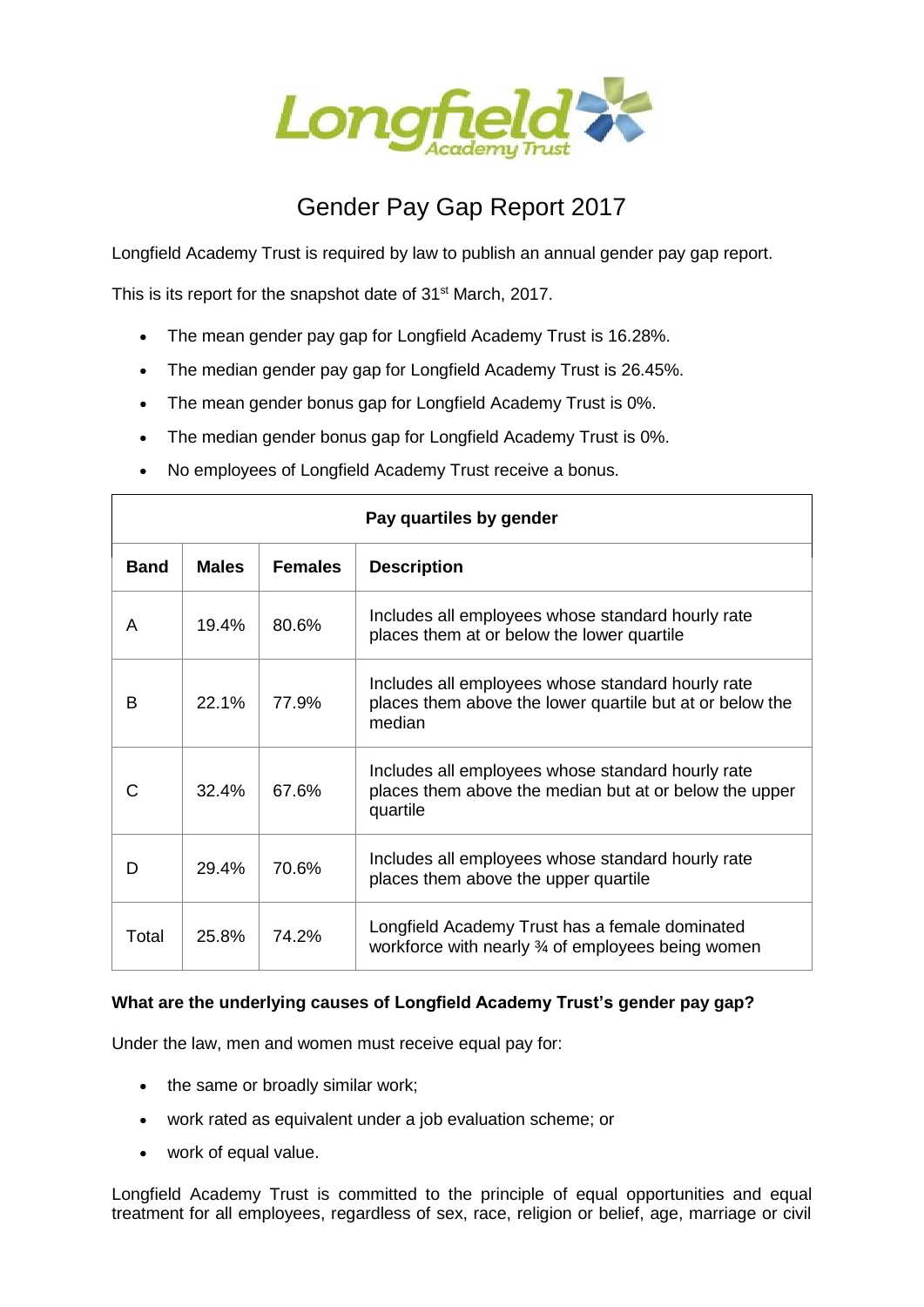# Gender Pay Gap Report 2017

Longfield Academy Trust is required by law to publish an annual gender pay gap report.

This is its report for the snapshot date of 31st March, 2017.

- The mean gender pay gap for Longfield Academy Trust is 16.28%.
- The median gender pay gap for Longfield Academy Trust is 26.45%.
- The mean gender bonus gap for Longfield Academy Trust is 0%.
- The median gender bonus gap for Longfield Academy Trust is 0%.
- No employees of Longfield Academy Trust receive a bonus.

| Pay quartiles by gender | | | |
|---|---|---|---|
| **Band** | **Males** | **Females** | **Description** |
| A | 19.4% | 80.6% | Includes all employees whose standard hourly rate places them at or below the lower quartile |
| B | 22.1% | 77.9% | Includes all employees whose standard hourly rate places them above the lower quartile but at or below the median |
| C | 32.4% | 67.6% | Includes all employees whose standard hourly rate places them above the median but at or below the upper quartile |
| D | 29.4% | 70.6% | Includes all employees whose standard hourly rate places them above the upper quartile |
| Total | 25.8% | 74.2% | Longfield Academy Trust has a female dominated workforce with nearly ¾ of employees being women |

**What are the underlying causes of Longfield Academy Trust's gender pay gap?**

Under the law, men and women must receive equal pay for:

- the same or broadly similar work;
- work rated as equivalent under a job evaluation scheme; or
- work of equal value.

Longfield Academy Trust is committed to the principle of equal opportunities and equal treatment for all employees, regardless of sex, race, religion or belief, age, marriage or civil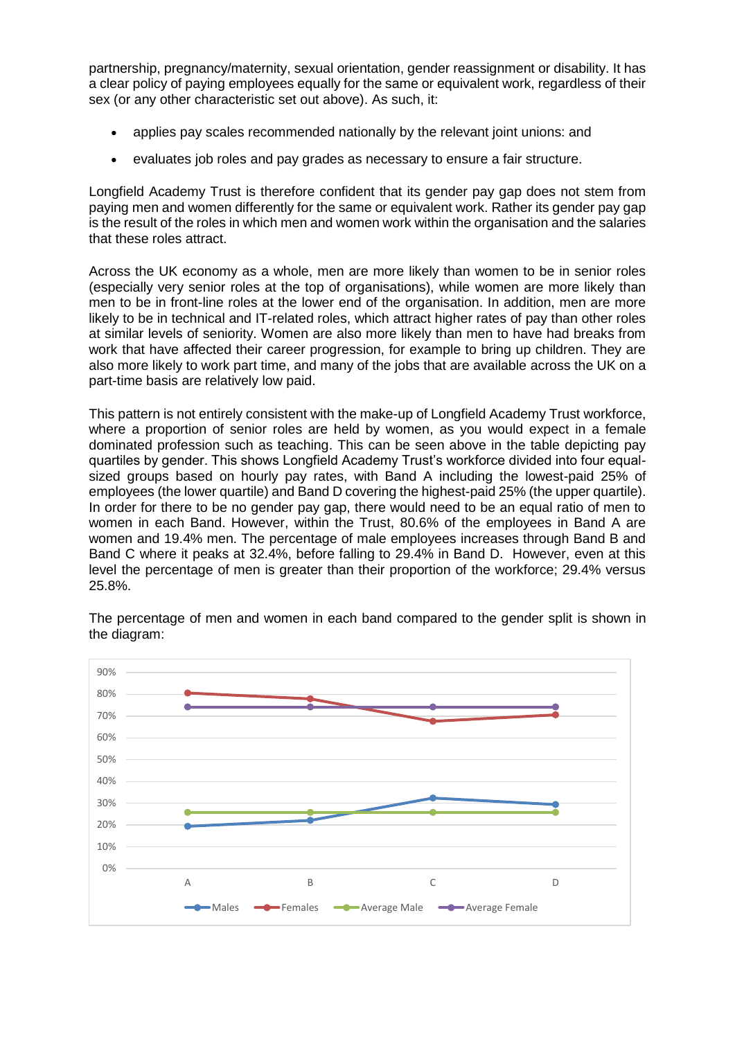partnership, pregnancy/maternity, sexual orientation, gender reassignment or disability. It has a clear policy of paying employees equally for the same or equivalent work, regardless of their sex (or any other characteristic set out above). As such, it:

- applies pay scales recommended nationally by the relevant joint unions: and
- evaluates job roles and pay grades as necessary to ensure a fair structure.

Longfield Academy Trust is therefore confident that its gender pay gap does not stem from paying men and women differently for the same or equivalent work. Rather its gender pay gap is the result of the roles in which men and women work within the organisation and the salaries that these roles attract.

Across the UK economy as a whole, men are more likely than women to be in senior roles (especially very senior roles at the top of organisations), while women are more likely than men to be in front-line roles at the lower end of the organisation. In addition, men are more likely to be in technical and IT-related roles, which attract higher rates of pay than other roles at similar levels of seniority. Women are also more likely than men to have had breaks from work that have affected their career progression, for example to bring up children. They are also more likely to work part time, and many of the jobs that are available across the UK on a part-time basis are relatively low paid.

This pattern is not entirely consistent with the make-up of Longfield Academy Trust workforce, where a proportion of senior roles are held by women, as you would expect in a female dominated profession such as teaching. This can be seen above in the table depicting pay quartiles by gender. This shows Longfield Academy Trust's workforce divided into four equal-sized groups based on hourly pay rates, with Band A including the lowest-paid 25% of employees (the lower quartile) and Band D covering the highest-paid 25% (the upper quartile). In order for there to be no gender pay gap, there would need to be an equal ratio of men to women in each Band. However, within the Trust, 80.6% of the employees in Band A are women and 19.4% men. The percentage of male employees increases through Band B and Band C where it peaks at 32.4%, before falling to 29.4% in Band D. However, even at this level the percentage of men is greater than their proportion of the workforce; 29.4% versus 25.8%.

The percentage of men and women in each band compared to the gender split is shown in the diagram:

90%
80%
70%
60%
50%
40%
30%
20%
10%
0%

A B C D

Males Females Average Male Average Female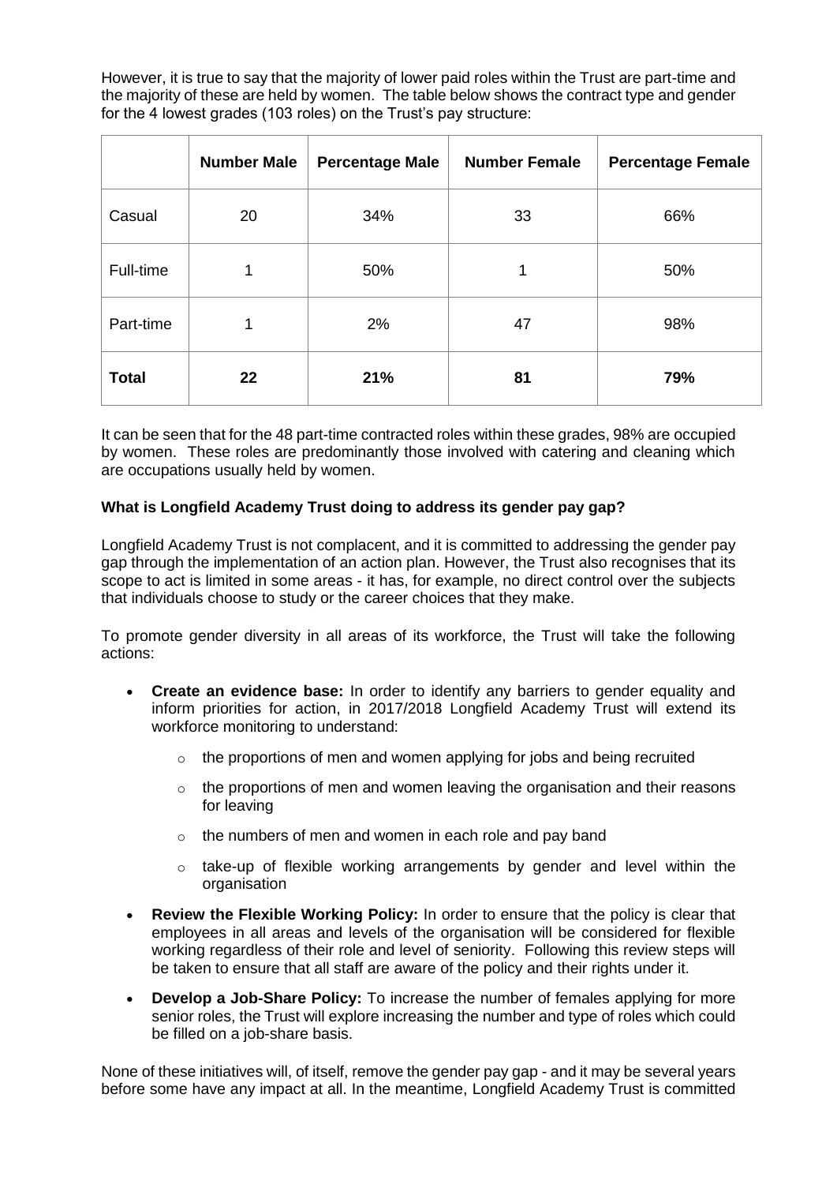However, it is true to say that the majority of lower paid roles within the Trust are part-time and the majority of these are held by women. The table below shows the contract type and gender for the 4 lowest grades (103 roles) on the Trust's pay structure:

| | Number Male | Percentage Male | Number Female | Percentage Female |
|---|---|---|---|---|
| Casual | 20 | 34% | 33 | 66% |
| Full-time | 1 | 50% | 1 | 50% |
| Part-time | 1 | 2% | 47 | 98% |
| **Total** | **22** | **21%** | **81** | **79%** |

It can be seen that for the 48 part-time contracted roles within these grades, 98% are occupied by women. These roles are predominantly those involved with catering and cleaning which are occupations usually held by women.

**What is Longfield Academy Trust doing to address its gender pay gap?**

Longfield Academy Trust is not complacent, and it is committed to addressing the gender pay gap through the implementation of an action plan. However, the Trust also recognises that its scope to act is limited in some areas - it has, for example, no direct control over the subjects that individuals choose to study or the career choices that they make.

To promote gender diversity in all areas of its workforce, the Trust will take the following actions:

- **Create an evidence base:** In order to identify any barriers to gender equality and inform priorities for action, in 2017/2018 Longfield Academy Trust will extend its workforce monitoring to understand:
    - the proportions of men and women applying for jobs and being recruited
    - the proportions of men and women leaving the organisation and their reasons for leaving
    - the numbers of men and women in each role and pay band
    - take-up of flexible working arrangements by gender and level within the organisation
- **Review the Flexible Working Policy:** In order to ensure that the policy is clear that employees in all areas and levels of the organisation will be considered for flexible working regardless of their role and level of seniority. Following this review steps will be taken to ensure that all staff are aware of the policy and their rights under it.
- **Develop a Job-Share Policy:** To increase the number of females applying for more senior roles, the Trust will explore increasing the number and type of roles which could be filled on a job-share basis.

None of these initiatives will, of itself, remove the gender pay gap - and it may be several years before some have any impact at all. In the meantime, Longfield Academy Trust is committed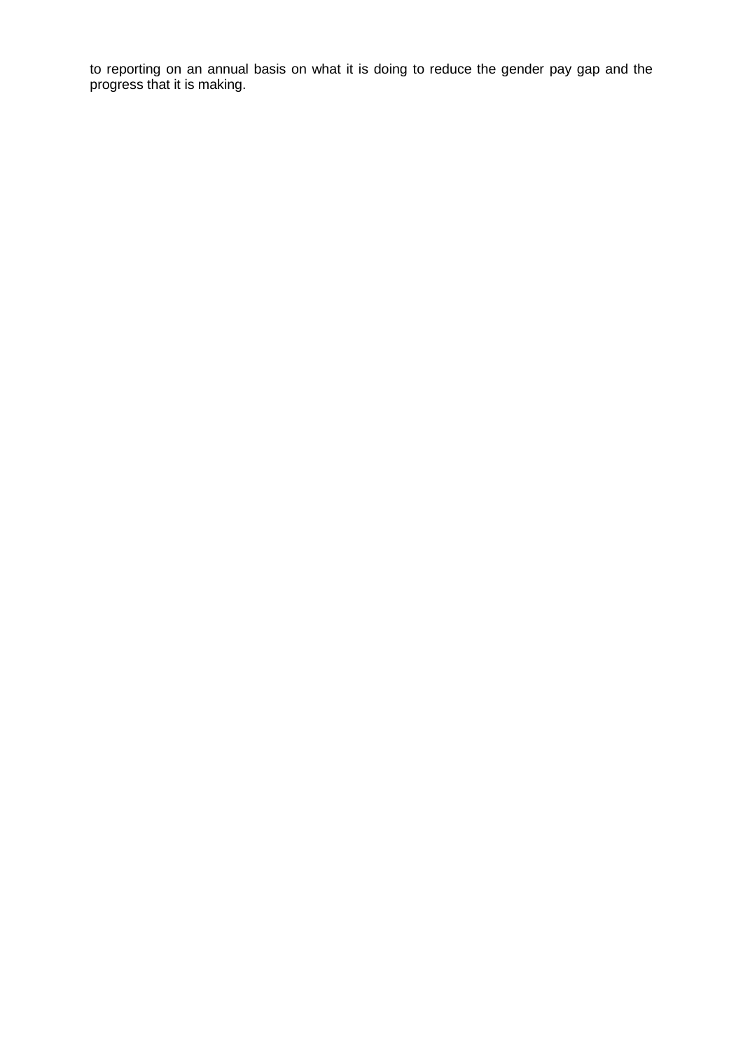to reporting on an annual basis on what it is doing to reduce the gender pay gap and the progress that it is making.